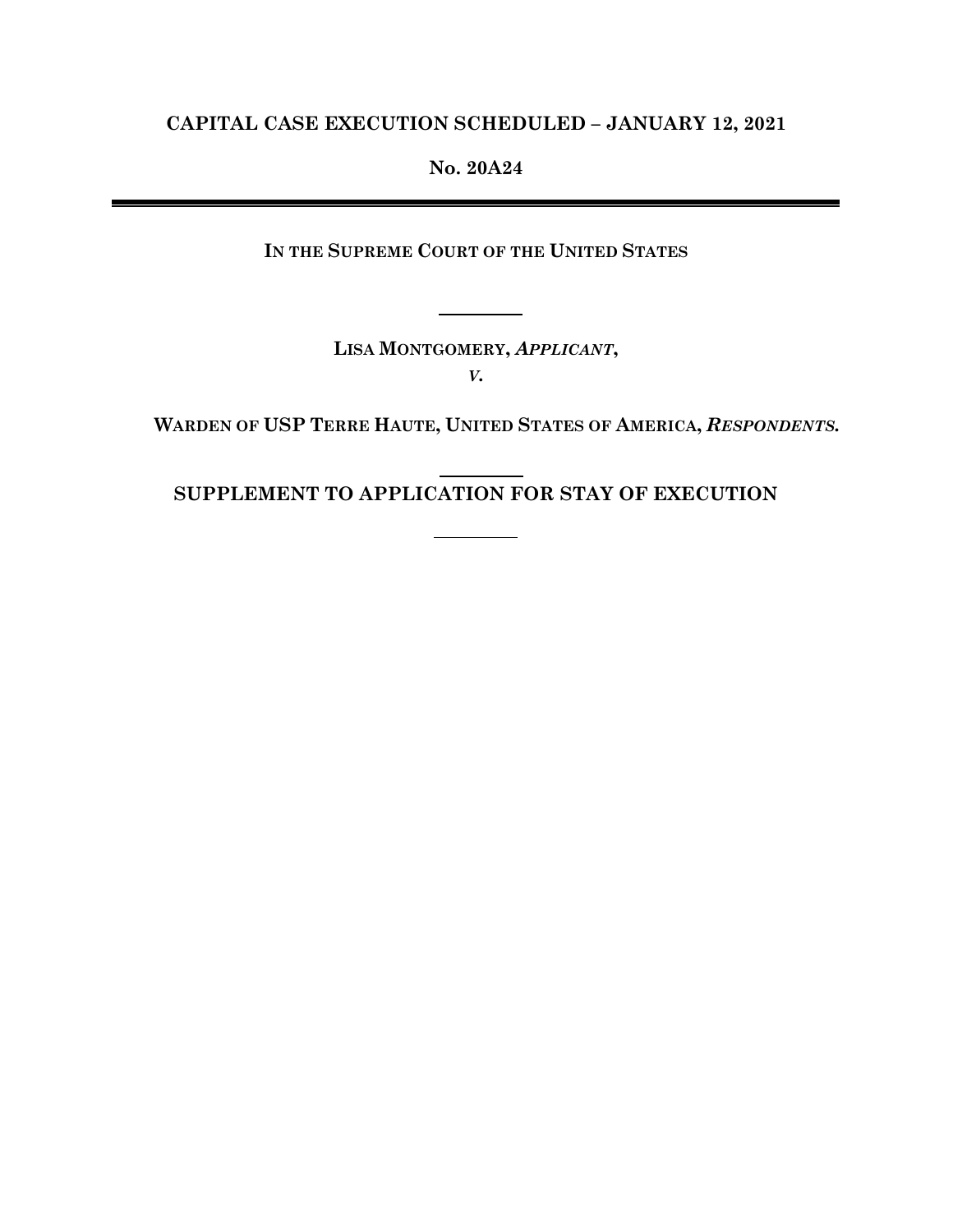**CAPITAL CASE EXECUTION SCHEDULED – JANUARY 12, 2021**

**No. 20A24**

---

**IN THE SUPREME COURT OF THE UNITED STATES**

---

**LISA MONTGOMERY, *APPLICANT*,**

***V.***

**WARDEN OF USP TERRE HAUTE, UNITED STATES OF AMERICA, *RESPONDENTS.***

---

# SUPPLEMENT TO APPLICATION FOR STAY OF EXECUTION

---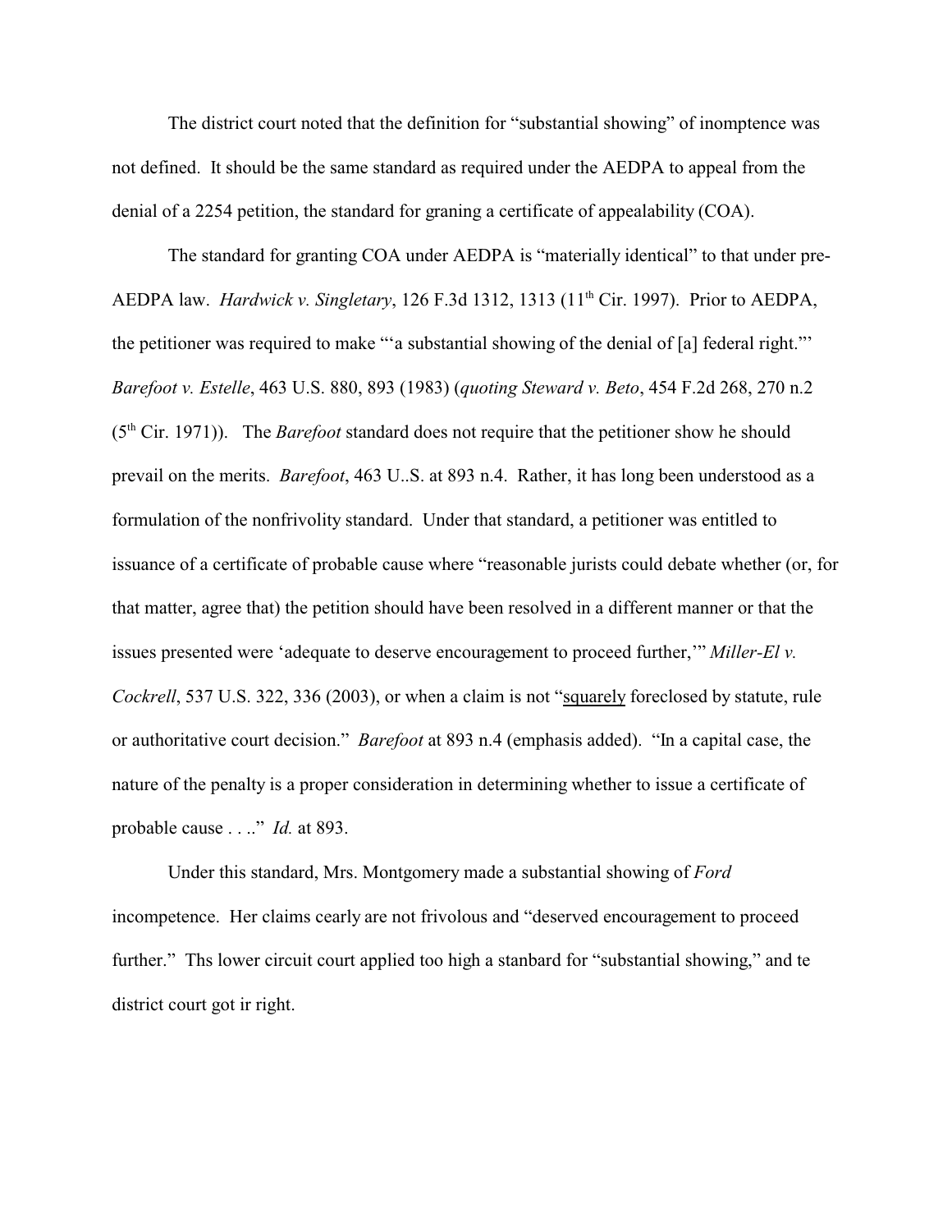The district court noted that the definition for "substantial showing" of inomptence was not defined. It should be the same standard as required under the AEDPA to appeal from the denial of a 2254 petition, the standard for graning a certificate of appealability (COA).

The standard for granting COA under AEDPA is "materially identical" to that under pre-AEDPA law. *Hardwick v. Singletary*, 126 F.3d 1312, 1313 (11th Cir. 1997). Prior to AEDPA, the petitioner was required to make "'a substantial showing of the denial of [a] federal right.'" *Barefoot v. Estelle*, 463 U.S. 880, 893 (1983) (*quoting Steward v. Beto*, 454 F.2d 268, 270 n.2 (5th Cir. 1971)). The *Barefoot* standard does not require that the petitioner show he should prevail on the merits. *Barefoot*, 463 U..S. at 893 n.4. Rather, it has long been understood as a formulation of the nonfrivolity standard. Under that standard, a petitioner was entitled to issuance of a certificate of probable cause where "reasonable jurists could debate whether (or, for that matter, agree that) the petition should have been resolved in a different manner or that the issues presented were 'adequate to deserve encouragement to proceed further,'" *Miller-El v. Cockrell*, 537 U.S. 322, 336 (2003), or when a claim is not "<u>squarely</u> foreclosed by statute, rule or authoritative court decision." *Barefoot* at 893 n.4 (emphasis added). "In a capital case, the nature of the penalty is a proper consideration in determining whether to issue a certificate of probable cause . . .." *Id.* at 893.

Under this standard, Mrs. Montgomery made a substantial showing of *Ford* incompetence. Her claims cearly are not frivolous and "deserved encouragement to proceed further." Ths lower circuit court applied too high a stanbard for "substantial showing," and te district court got ir right.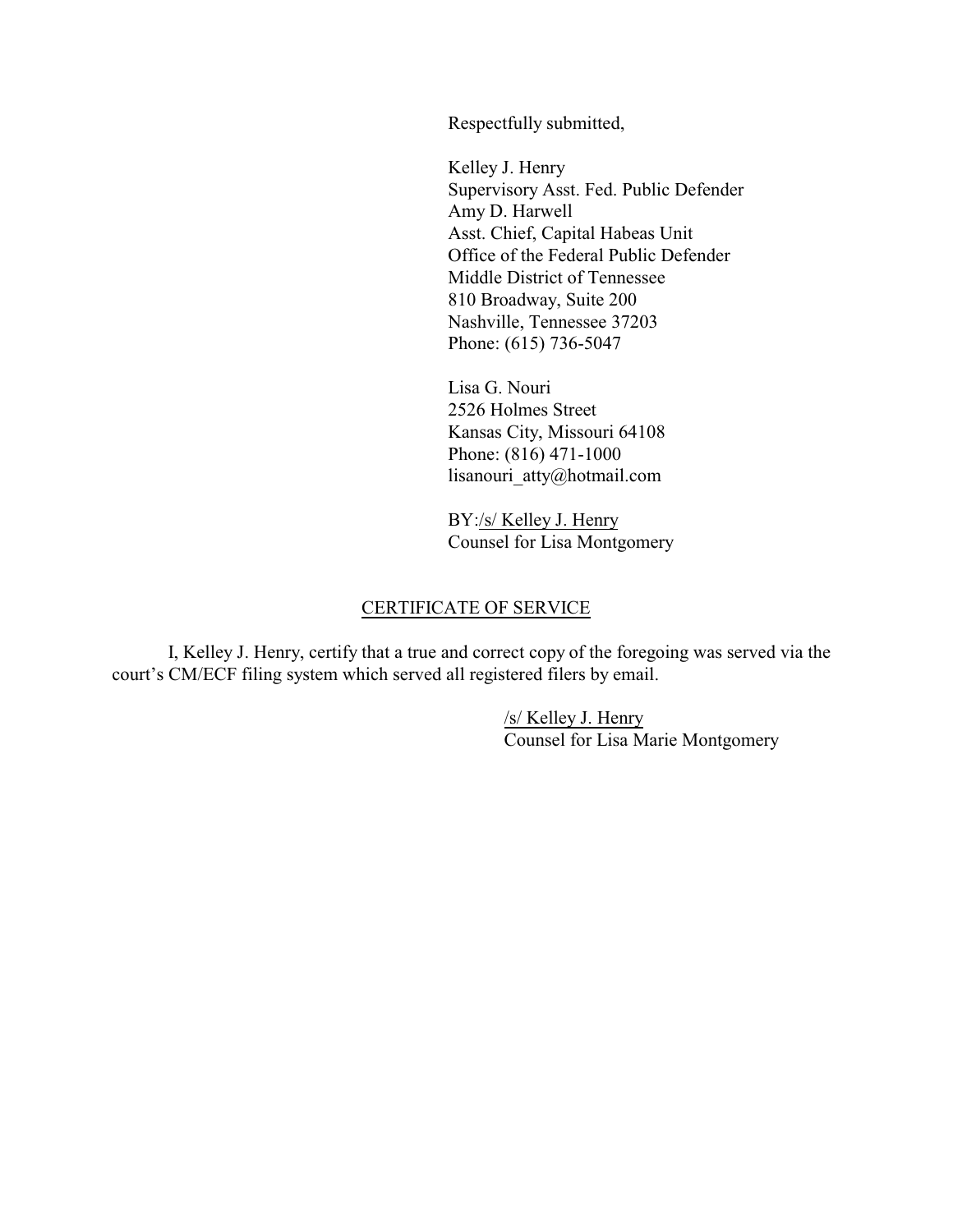Respectfully submitted,

Kelley J. Henry
Supervisory Asst. Fed. Public Defender
Amy D. Harwell
Asst. Chief, Capital Habeas Unit
Office of the Federal Public Defender
Middle District of Tennessee
810 Broadway, Suite 200
Nashville, Tennessee 37203
Phone: (615) 736-5047

Lisa G. Nouri
2526 Holmes Street
Kansas City, Missouri 64108
Phone: (816) 471-1000
lisanouri_atty@hotmail.com

BY:/s/ Kelley J. Henry
Counsel for Lisa Montgomery

## CERTIFICATE OF SERVICE

I, Kelley J. Henry, certify that a true and correct copy of the foregoing was served via the court's CM/ECF filing system which served all registered filers by email.

/s/ Kelley J. Henry
Counsel for Lisa Marie Montgomery